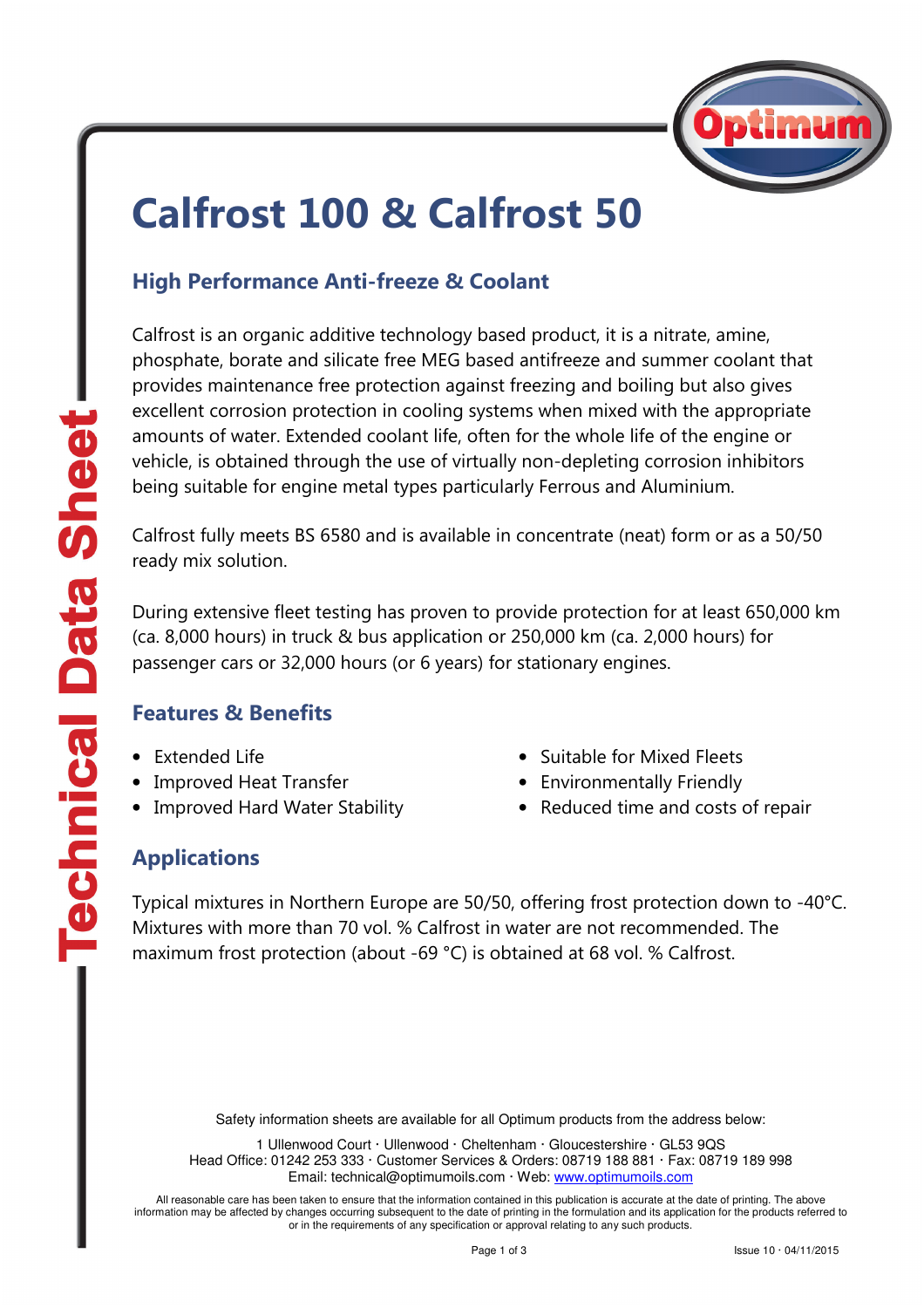# Calfrost 100 & Calfrost 50

## High Performance Anti-freeze & Coolant

Calfrost is an organic additive technology based product, it is a nitrate, amine, phosphate, borate and silicate free MEG based antifreeze and summer coolant that provides maintenance free protection against freezing and boiling but also gives excellent corrosion protection in cooling systems when mixed with the appropriate amounts of water. Extended coolant life, often for the whole life of the engine or vehicle, is obtained through the use of virtually non-depleting corrosion inhibitors being suitable for engine metal types particularly Ferrous and Aluminium.

Calfrost fully meets BS 6580 and is available in concentrate (neat) form or as a 50/50 ready mix solution.

During extensive fleet testing has proven to provide protection for at least 650,000 km (ca. 8,000 hours) in truck & bus application or 250,000 km (ca. 2,000 hours) for passenger cars or 32,000 hours (or 6 years) for stationary engines.

## Features & Benefits

- Extended Life
- Improved Heat Transfer
- Improved Hard Water Stability
- Suitable for Mixed Fleets
- Environmentally Friendly
- Reduced time and costs of repair

## Applications

Typical mixtures in Northern Europe are 50/50, offering frost protection down to -40°C. Mixtures with more than 70 vol. % Calfrost in water are not recommended. The maximum frost protection (about -69 °C) is obtained at 68 vol. % Calfrost.

Safety information sheets are available for all Optimum products from the address below:

1 Ullenwood Court · Ullenwood · Cheltenham · Gloucestershire · GL53 9QS
Head Office: 01242 253 333 · Customer Services & Orders: 08719 188 881 · Fax: 08719 189 998
Email: technical@optimumoils.com · Web: www.optimumoils.com

All reasonable care has been taken to ensure that the information contained in this publication is accurate at the date of printing. The above information may be affected by changes occurring subsequent to the date of printing in the formulation and its application for the products referred to or in the requirements of any specification or approval relating to any such products.

Issue 10 · 04/11/2015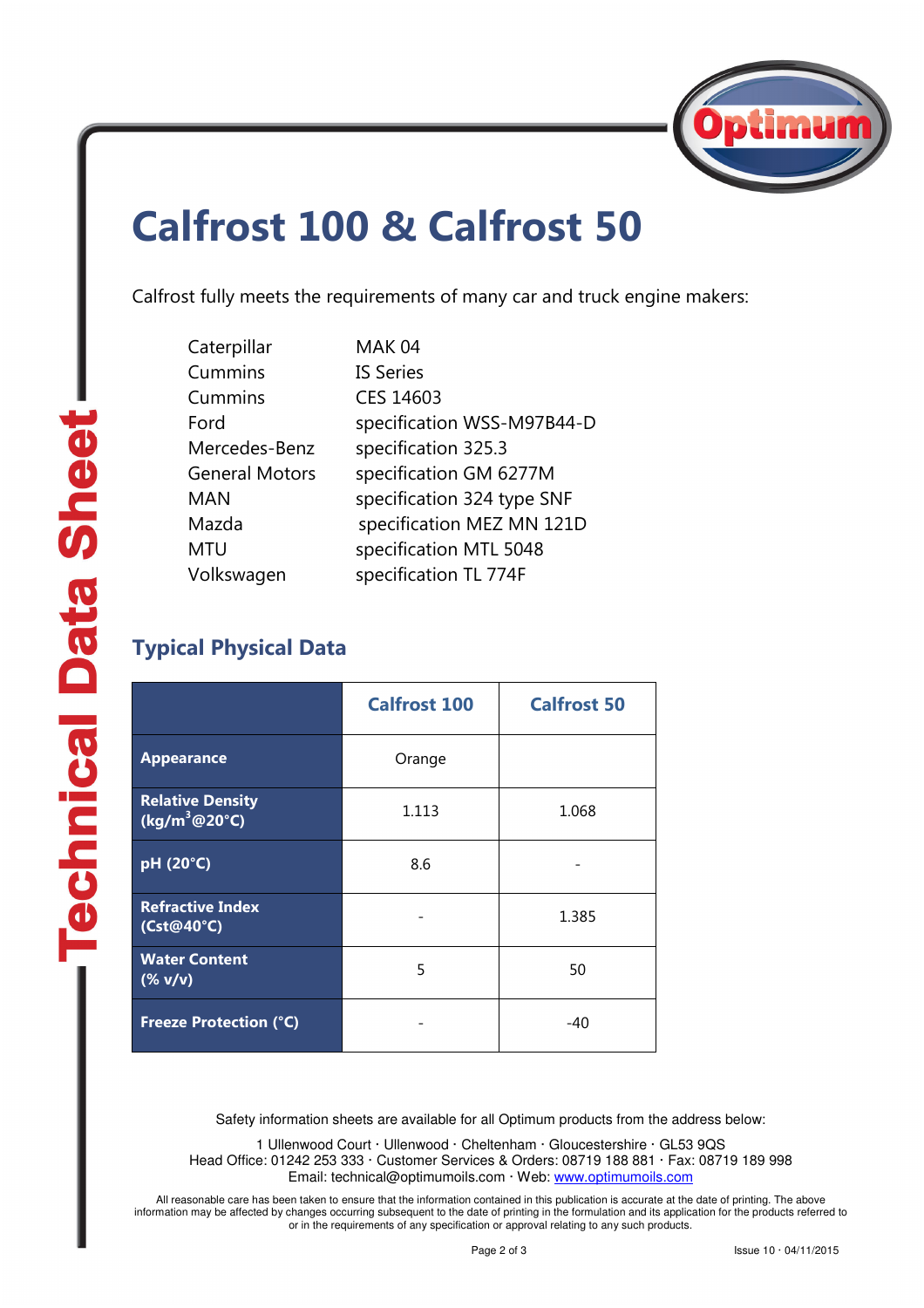# Calfrost 100 & Calfrost 50

Calfrost fully meets the requirements of many car and truck engine makers:

| | |
|---|---|
| Caterpillar | MAK 04 |
| Cummins | IS Series |
| Cummins | CES 14603 |
| Ford | specification WSS-M97B44-D |
| Mercedes-Benz | specification 325.3 |
| General Motors | specification GM 6277M |
| MAN | specification 324 type SNF |
| Mazda | specification MEZ MN 121D |
| MTU | specification MTL 5048 |
| Volkswagen | specification TL 774F |

## Typical Physical Data

| | Calfrost 100 | Calfrost 50 |
|---|---|---|
| **Appearance** | Orange | |
| **Relative Density ($kg/m^3$@20°C)** | 1.113 | 1.068 |
| **pH (20°C)** | 8.6 | - |
| **Refractive Index (Cst@40°C)** | - | 1.385 |
| **Water Content (% v/v)** | 5 | 50 |
| **Freeze Protection (°C)** | - | -40 |

Safety information sheets are available for all Optimum products from the address below:

1 Ullenwood Court · Ullenwood · Cheltenham · Gloucestershire · GL53 9QS
Head Office: 01242 253 333 · Customer Services & Orders: 08719 188 881 · Fax: 08719 189 998
Email: technical@optimumoils.com · Web: www.optimumoils.com

All reasonable care has been taken to ensure that the information contained in this publication is accurate at the date of printing. The above information may be affected by changes occurring subsequent to the date of printing in the formulation and its application for the products referred to or in the requirements of any specification or approval relating to any such products.

Issue 10 · 04/11/2015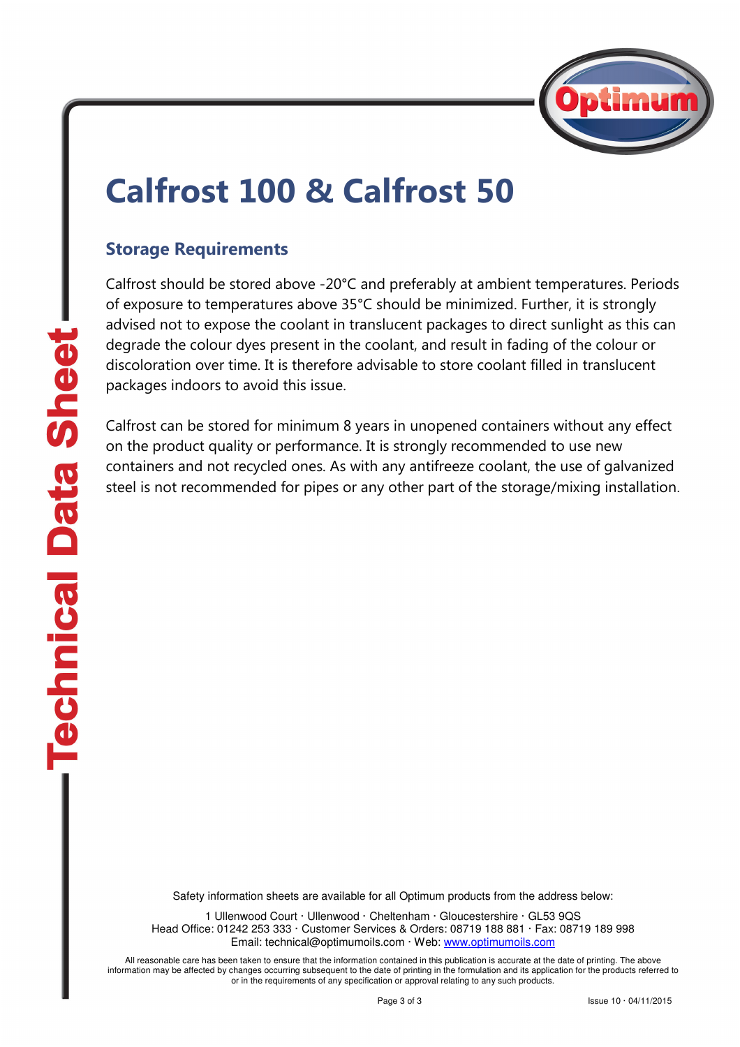# Calfrost 100 & Calfrost 50

## Storage Requirements

Calfrost should be stored above -20°C and preferably at ambient temperatures. Periods of exposure to temperatures above 35°C should be minimized. Further, it is strongly advised not to expose the coolant in translucent packages to direct sunlight as this can degrade the colour dyes present in the coolant, and result in fading of the colour or discoloration over time. It is therefore advisable to store coolant filled in translucent packages indoors to avoid this issue.

Calfrost can be stored for minimum 8 years in unopened containers without any effect on the product quality or performance. It is strongly recommended to use new containers and not recycled ones. As with any antifreeze coolant, the use of galvanized steel is not recommended for pipes or any other part of the storage/mixing installation.

Safety information sheets are available for all Optimum products from the address below:

1 Ullenwood Court · Ullenwood · Cheltenham · Gloucestershire · GL53 9QS
Head Office: 01242 253 333 · Customer Services & Orders: 08719 188 881 · Fax: 08719 189 998
Email: technical@optimumoils.com · Web: www.optimumoils.com

All reasonable care has been taken to ensure that the information contained in this publication is accurate at the date of printing. The above information may be affected by changes occurring subsequent to the date of printing in the formulation and its application for the products referred to or in the requirements of any specification or approval relating to any such products.

Issue 10 · 04/11/2015